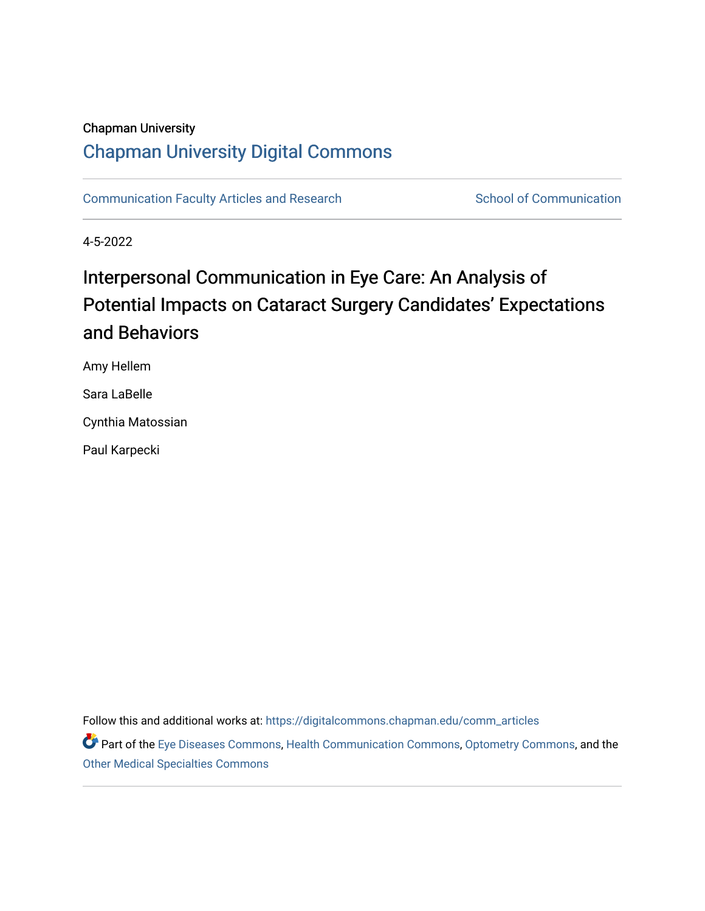Chapman University

## Chapman University Digital Commons

Communication Faculty Articles and Research | School of Communication

4-5-2022

# Interpersonal Communication in Eye Care: An Analysis of Potential Impacts on Cataract Surgery Candidates' Expectations and Behaviors

Amy Hellem

Sara LaBelle

Cynthia Matossian

Paul Karpecki

Follow this and additional works at: https://digitalcommons.chapman.edu/comm_articles

Part of the Eye Diseases Commons, Health Communication Commons, Optometry Commons, and the Other Medical Specialties Commons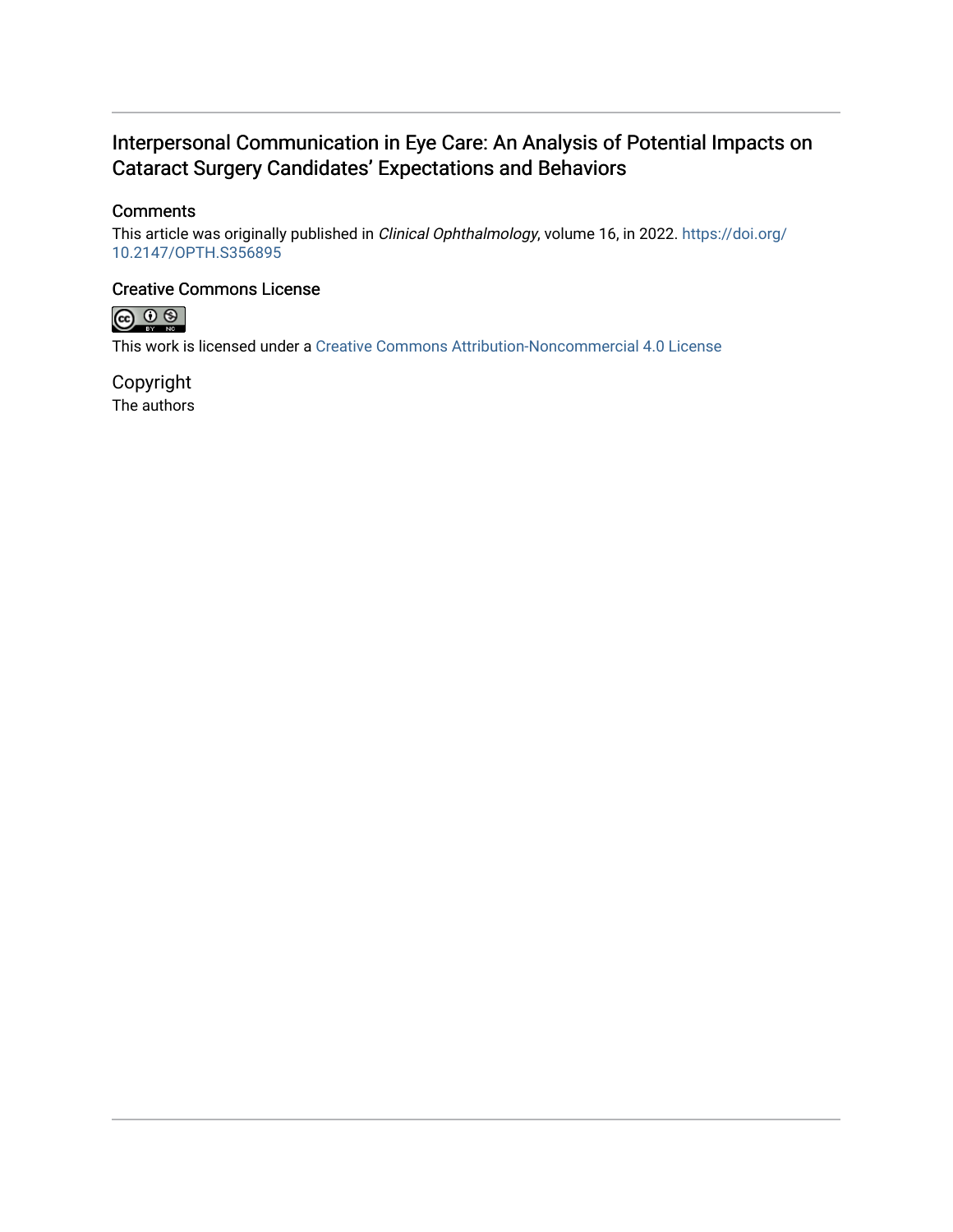## Interpersonal Communication in Eye Care: An Analysis of Potential Impacts on Cataract Surgery Candidates' Expectations and Behaviors

### Comments

This article was originally published in *Clinical Ophthalmology*, volume 16, in 2022. https://doi.org/10.2147/OPTH.S356895

### Creative Commons License

This work is licensed under a Creative Commons Attribution-Noncommercial 4.0 License

### Copyright

The authors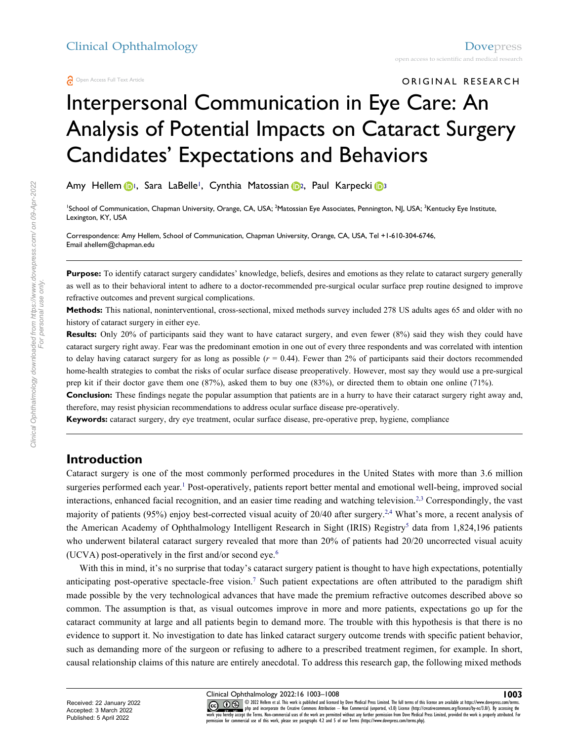Open Access Full Text Article

ORIGINAL RESEARCH

# Interpersonal Communication in Eye Care: An Analysis of Potential Impacts on Cataract Surgery Candidates' Expectations and Behaviors

Amy Hellem[1], Sara LaBelle[1], Cynthia Matossian[2], Paul Karpecki[3]

[1]School of Communication, Chapman University, Orange, CA, USA; [2]Matossian Eye Associates, Pennington, NJ, USA; [3]Kentucky Eye Institute, Lexington, KY, USA

Correspondence: Amy Hellem, School of Communication, Chapman University, Orange, CA, USA, Tel +1-610-304-6746, Email ahellem@chapman.edu

**Purpose:** To identify cataract surgery candidates' knowledge, beliefs, desires and emotions as they relate to cataract surgery generally as well as to their behavioral intent to adhere to a doctor-recommended pre-surgical ocular surface prep routine designed to improve refractive outcomes and prevent surgical complications.

**Methods:** This national, noninterventional, cross-sectional, mixed methods survey included 278 US adults ages 65 and older with no history of cataract surgery in either eye.

**Results:** Only 20% of participants said they want to have cataract surgery, and even fewer (8%) said they wish they could have cataract surgery right away. Fear was the predominant emotion in one out of every three respondents and was correlated with intention to delay having cataract surgery for as long as possible ($r = 0.44$). Fewer than 2% of participants said their doctors recommended home-health strategies to combat the risks of ocular surface disease preoperatively. However, most say they would use a pre-surgical prep kit if their doctor gave them one (87%), asked them to buy one (83%), or directed them to obtain one online (71%).

**Conclusion:** These findings negate the popular assumption that patients are in a hurry to have their cataract surgery right away and, therefore, may resist physician recommendations to address ocular surface disease pre-operatively.

**Keywords:** cataract surgery, dry eye treatment, ocular surface disease, pre-operative prep, hygiene, compliance

## Introduction

Cataract surgery is one of the most commonly performed procedures in the United States with more than 3.6 million surgeries performed each year.[1] Post-operatively, patients report better mental and emotional well-being, improved social interactions, enhanced facial recognition, and an easier time reading and watching television.[2,3] Correspondingly, the vast majority of patients (95%) enjoy best-corrected visual acuity of 20/40 after surgery.[2,4] What's more, a recent analysis of the American Academy of Ophthalmology Intelligent Research in Sight (IRIS) Registry[5] data from 1,824,196 patients who underwent bilateral cataract surgery revealed that more than 20% of patients had 20/20 uncorrected visual acuity (UCVA) post-operatively in the first and/or second eye.[6]

With this in mind, it's no surprise that today's cataract surgery patient is thought to have high expectations, potentially anticipating post-operative spectacle-free vision.[7] Such patient expectations are often attributed to the paradigm shift made possible by the very technological advances that have made the premium refractive outcomes described above so common. The assumption is that, as visual outcomes improve in more and more patients, expectations go up for the cataract community at large and all patients begin to demand more. The trouble with this hypothesis is that there is no evidence to support it. No investigation to date has linked cataract surgery outcome trends with specific patient behavior, such as demanding more of the surgeon or refusing to adhere to a prescribed treatment regimen, for example. In short, causal relationship claims of this nature are entirely anecdotal. To address this research gap, the following mixed methods

Received: 22 January 2022
Accepted: 3 March 2022
Published: 5 April 2022

© 2022 Hellem et al. This work is published and licensed by Dove Medical Press Limited. The full terms of this license are available at https://www.dovepress.com/terms.php and incorporate the Creative Commons Attribution – Non Commercial (unported, v3.0) License (http://creativecommons.org/licenses/by-nc/3.0/). By accessing the work you hereby accept the Terms. Non-commercial uses of the work are permitted without any further permission from Dove Medical Press Limited, provided the work is properly attributed. For permission for commercial use of this work, please see paragraphs 4.2 and 5 of our Terms (https://www.dovepress.com/terms.php).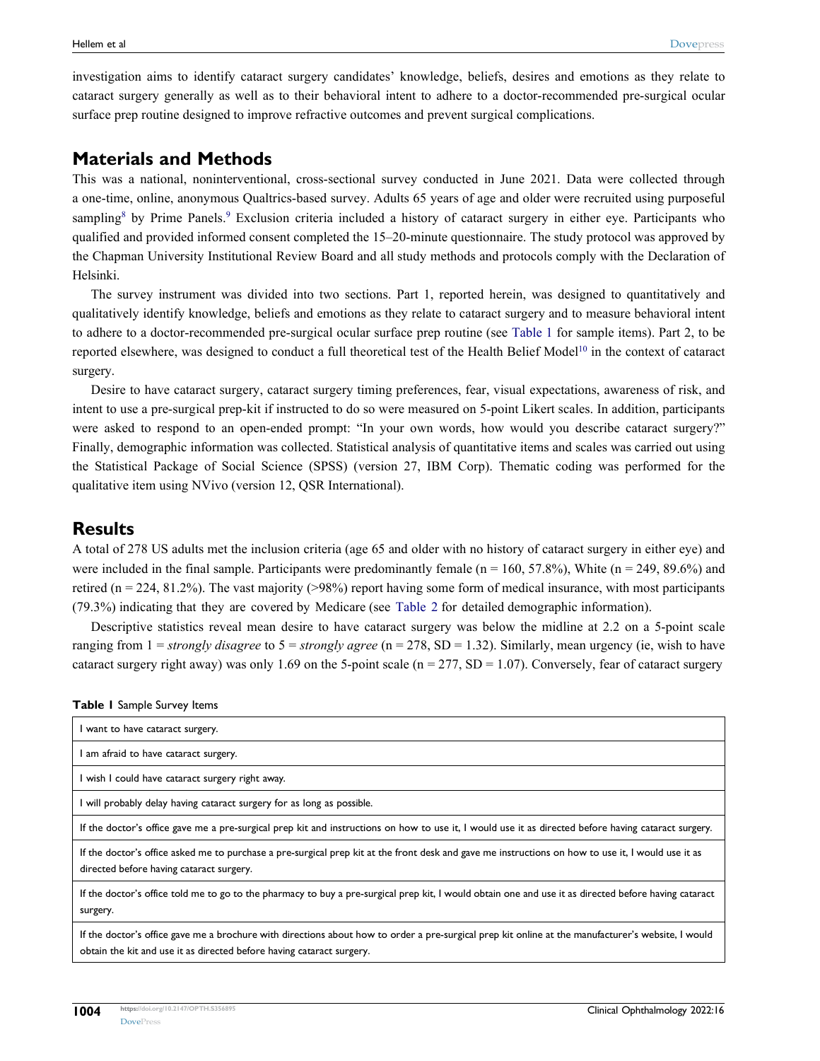investigation aims to identify cataract surgery candidates' knowledge, beliefs, desires and emotions as they relate to cataract surgery generally as well as to their behavioral intent to adhere to a doctor-recommended pre-surgical ocular surface prep routine designed to improve refractive outcomes and prevent surgical complications.

## Materials and Methods

This was a national, noninterventional, cross-sectional survey conducted in June 2021. Data were collected through a one-time, online, anonymous Qualtrics-based survey. Adults 65 years of age and older were recruited using purposeful sampling[8] by Prime Panels.[9] Exclusion criteria included a history of cataract surgery in either eye. Participants who qualified and provided informed consent completed the 15–20-minute questionnaire. The study protocol was approved by the Chapman University Institutional Review Board and all study methods and protocols comply with the Declaration of Helsinki.

The survey instrument was divided into two sections. Part 1, reported herein, was designed to quantitatively and qualitatively identify knowledge, beliefs and emotions as they relate to cataract surgery and to measure behavioral intent to adhere to a doctor-recommended pre-surgical ocular surface prep routine (see Table 1 for sample items). Part 2, to be reported elsewhere, was designed to conduct a full theoretical test of the Health Belief Model[10] in the context of cataract surgery.

Desire to have cataract surgery, cataract surgery timing preferences, fear, visual expectations, awareness of risk, and intent to use a pre-surgical prep-kit if instructed to do so were measured on 5-point Likert scales. In addition, participants were asked to respond to an open-ended prompt: "In your own words, how would you describe cataract surgery?" Finally, demographic information was collected. Statistical analysis of quantitative items and scales was carried out using the Statistical Package of Social Science (SPSS) (version 27, IBM Corp). Thematic coding was performed for the qualitative item using NVivo (version 12, QSR International).

## Results

A total of 278 US adults met the inclusion criteria (age 65 and older with no history of cataract surgery in either eye) and were included in the final sample. Participants were predominantly female (n = 160, 57.8%), White (n = 249, 89.6%) and retired (n = 224, 81.2%). The vast majority (>98%) report having some form of medical insurance, with most participants (79.3%) indicating that they are covered by Medicare (see Table 2 for detailed demographic information).

Descriptive statistics reveal mean desire to have cataract surgery was below the midline at 2.2 on a 5-point scale ranging from 1 = *strongly disagree* to 5 = *strongly agree* (n = 278, SD = 1.32). Similarly, mean urgency (ie, wish to have cataract surgery right away) was only 1.69 on the 5-point scale (n = 277, SD = 1.07). Conversely, fear of cataract surgery

**Table 1** Sample Survey Items

| Sample Survey Items |
|---|
| I want to have cataract surgery. |
| I am afraid to have cataract surgery. |
| I wish I could have cataract surgery right away. |
| I will probably delay having cataract surgery for as long as possible. |
| If the doctor's office gave me a pre-surgical prep kit and instructions on how to use it, I would use it as directed before having cataract surgery. |
| If the doctor's office asked me to purchase a pre-surgical prep kit at the front desk and gave me instructions on how to use it, I would use it as directed before having cataract surgery. |
| If the doctor's office told me to go to the pharmacy to buy a pre-surgical prep kit, I would obtain one and use it as directed before having cataract surgery. |
| If the doctor's office gave me a brochure with directions about how to order a pre-surgical prep kit online at the manufacturer's website, I would obtain the kit and use it as directed before having cataract surgery. |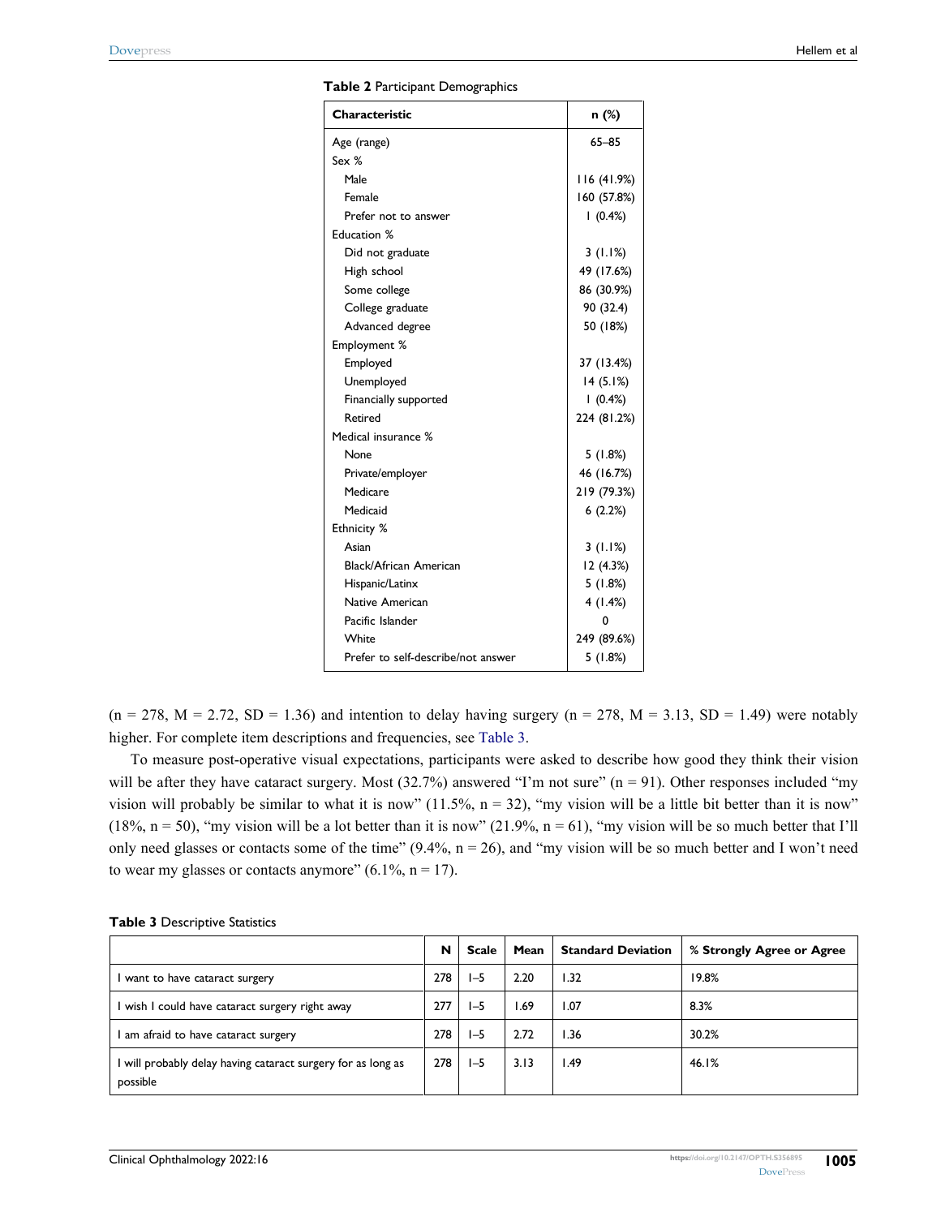Table 2 Participant Demographics

| Characteristic | n (%) |
|---|---|
| Age (range) | 65–85 |
| Sex % | |
| Male | 116 (41.9%) |
| Female | 160 (57.8%) |
| Prefer not to answer | 1 (0.4%) |
| Education % | |
| Did not graduate | 3 (1.1%) |
| High school | 49 (17.6%) |
| Some college | 86 (30.9%) |
| College graduate | 90 (32.4) |
| Advanced degree | 50 (18%) |
| Employment % | |
| Employed | 37 (13.4%) |
| Unemployed | 14 (5.1%) |
| Financially supported | 1 (0.4%) |
| Retired | 224 (81.2%) |
| Medical insurance % | |
| None | 5 (1.8%) |
| Private/employer | 46 (16.7%) |
| Medicare | 219 (79.3%) |
| Medicaid | 6 (2.2%) |
| Ethnicity % | |
| Asian | 3 (1.1%) |
| Black/African American | 12 (4.3%) |
| Hispanic/Latinx | 5 (1.8%) |
| Native American | 4 (1.4%) |
| Pacific Islander | 0 |
| White | 249 (89.6%) |
| Prefer to self-describe/not answer | 5 (1.8%) |

(n = 278, M = 2.72, SD = 1.36) and intention to delay having surgery (n = 278, M = 3.13, SD = 1.49) were notably higher. For complete item descriptions and frequencies, see Table 3.

To measure post-operative visual expectations, participants were asked to describe how good they think their vision will be after they have cataract surgery. Most (32.7%) answered "I'm not sure" (n = 91). Other responses included "my vision will probably be similar to what it is now" (11.5%, n = 32), "my vision will be a little bit better than it is now" (18%, n = 50), "my vision will be a lot better than it is now" (21.9%, n = 61), "my vision will be so much better that I'll only need glasses or contacts some of the time" (9.4%, n = 26), and "my vision will be so much better and I won't need to wear my glasses or contacts anymore" (6.1%, n = 17).

Table 3 Descriptive Statistics

| | N | Scale | Mean | Standard Deviation | % Strongly Agree or Agree |
|---|---|---|---|---|---|
| I want to have cataract surgery | 278 | 1–5 | 2.20 | 1.32 | 19.8% |
| I wish I could have cataract surgery right away | 277 | 1–5 | 1.69 | 1.07 | 8.3% |
| I am afraid to have cataract surgery | 278 | 1–5 | 2.72 | 1.36 | 30.2% |
| I will probably delay having cataract surgery for as long as possible | 278 | 1–5 | 3.13 | 1.49 | 46.1% |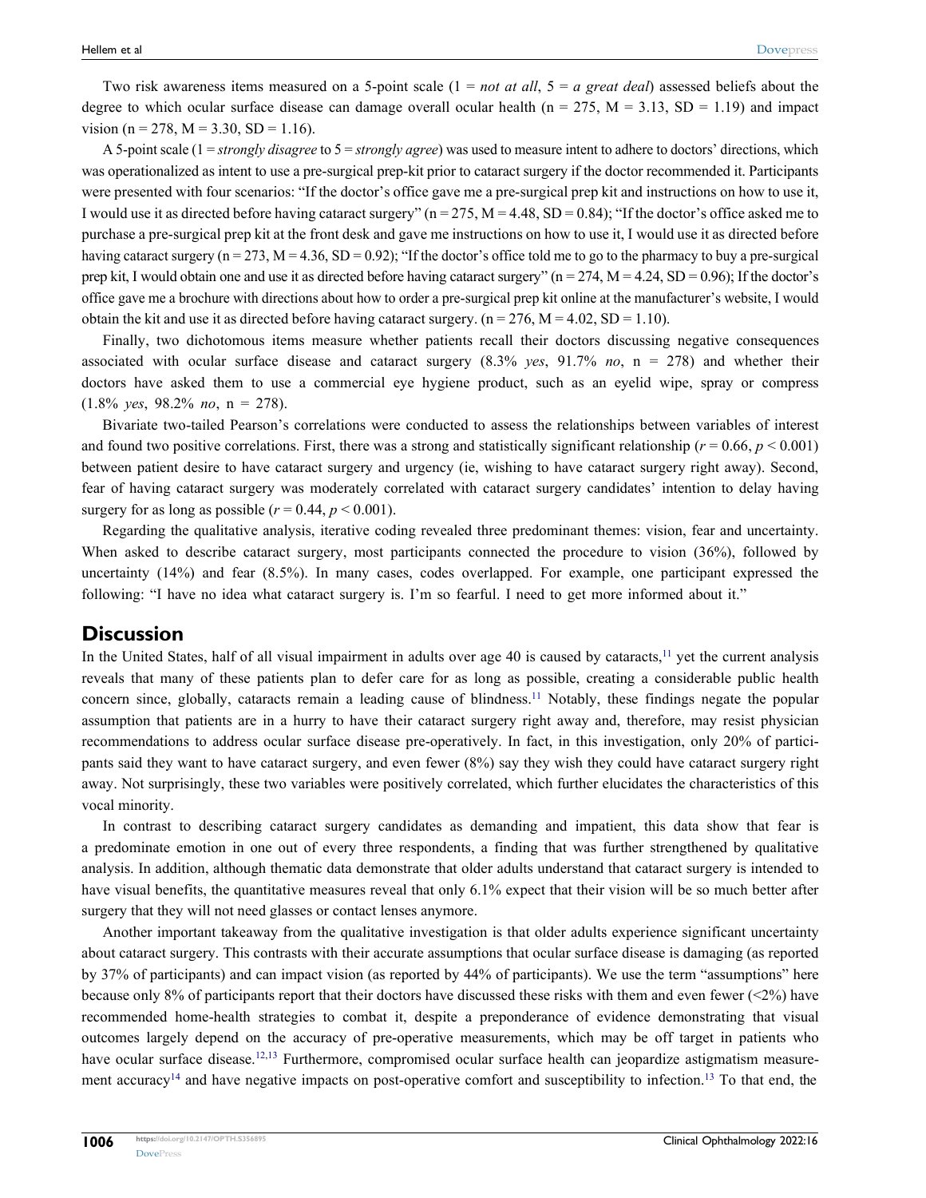Two risk awareness items measured on a 5-point scale (1 = *not at all*, 5 = *a great deal*) assessed beliefs about the degree to which ocular surface disease can damage overall ocular health (n = 275, M = 3.13, SD = 1.19) and impact vision (n = 278, M = 3.30, SD = 1.16).

A 5-point scale (1 = *strongly disagree* to 5 = *strongly agree*) was used to measure intent to adhere to doctors' directions, which was operationalized as intent to use a pre-surgical prep-kit prior to cataract surgery if the doctor recommended it. Participants were presented with four scenarios: "If the doctor's office gave me a pre-surgical prep kit and instructions on how to use it, I would use it as directed before having cataract surgery" (n = 275, M = 4.48, SD = 0.84); "If the doctor's office asked me to purchase a pre-surgical prep kit at the front desk and gave me instructions on how to use it, I would use it as directed before having cataract surgery (n = 273, M = 4.36, SD = 0.92); "If the doctor's office told me to go to the pharmacy to buy a pre-surgical prep kit, I would obtain one and use it as directed before having cataract surgery" (n = 274, M = 4.24, SD = 0.96); If the doctor's office gave me a brochure with directions about how to order a pre-surgical prep kit online at the manufacturer's website, I would obtain the kit and use it as directed before having cataract surgery. (n = 276, M = 4.02, SD = 1.10).

Finally, two dichotomous items measure whether patients recall their doctors discussing negative consequences associated with ocular surface disease and cataract surgery (8.3% *yes*, 91.7% *no*, n = 278) and whether their doctors have asked them to use a commercial eye hygiene product, such as an eyelid wipe, spray or compress (1.8% *yes*, 98.2% *no*, n = 278).

Bivariate two-tailed Pearson's correlations were conducted to assess the relationships between variables of interest and found two positive correlations. First, there was a strong and statistically significant relationship ($r = 0.66$, $p < 0.001$) between patient desire to have cataract surgery and urgency (ie, wishing to have cataract surgery right away). Second, fear of having cataract surgery was moderately correlated with cataract surgery candidates' intention to delay having surgery for as long as possible ($r = 0.44$, $p < 0.001$).

Regarding the qualitative analysis, iterative coding revealed three predominant themes: vision, fear and uncertainty. When asked to describe cataract surgery, most participants connected the procedure to vision (36%), followed by uncertainty (14%) and fear (8.5%). In many cases, codes overlapped. For example, one participant expressed the following: "I have no idea what cataract surgery is. I'm so fearful. I need to get more informed about it."

## Discussion

In the United States, half of all visual impairment in adults over age 40 is caused by cataracts,[11] yet the current analysis reveals that many of these patients plan to defer care for as long as possible, creating a considerable public health concern since, globally, cataracts remain a leading cause of blindness.[11] Notably, these findings negate the popular assumption that patients are in a hurry to have their cataract surgery right away and, therefore, may resist physician recommendations to address ocular surface disease pre-operatively. In fact, in this investigation, only 20% of participants said they want to have cataract surgery, and even fewer (8%) say they wish they could have cataract surgery right away. Not surprisingly, these two variables were positively correlated, which further elucidates the characteristics of this vocal minority.

In contrast to describing cataract surgery candidates as demanding and impatient, this data show that fear is a predominate emotion in one out of every three respondents, a finding that was further strengthened by qualitative analysis. In addition, although thematic data demonstrate that older adults understand that cataract surgery is intended to have visual benefits, the quantitative measures reveal that only 6.1% expect that their vision will be so much better after surgery that they will not need glasses or contact lenses anymore.

Another important takeaway from the qualitative investigation is that older adults experience significant uncertainty about cataract surgery. This contrasts with their accurate assumptions that ocular surface disease is damaging (as reported by 37% of participants) and can impact vision (as reported by 44% of participants). We use the term "assumptions" here because only 8% of participants report that their doctors have discussed these risks with them and even fewer (<2%) have recommended home-health strategies to combat it, despite a preponderance of evidence demonstrating that visual outcomes largely depend on the accuracy of pre-operative measurements, which may be off target in patients who have ocular surface disease.[12,13] Furthermore, compromised ocular surface health can jeopardize astigmatism measurement accuracy[14] and have negative impacts on post-operative comfort and susceptibility to infection.[13] To that end, the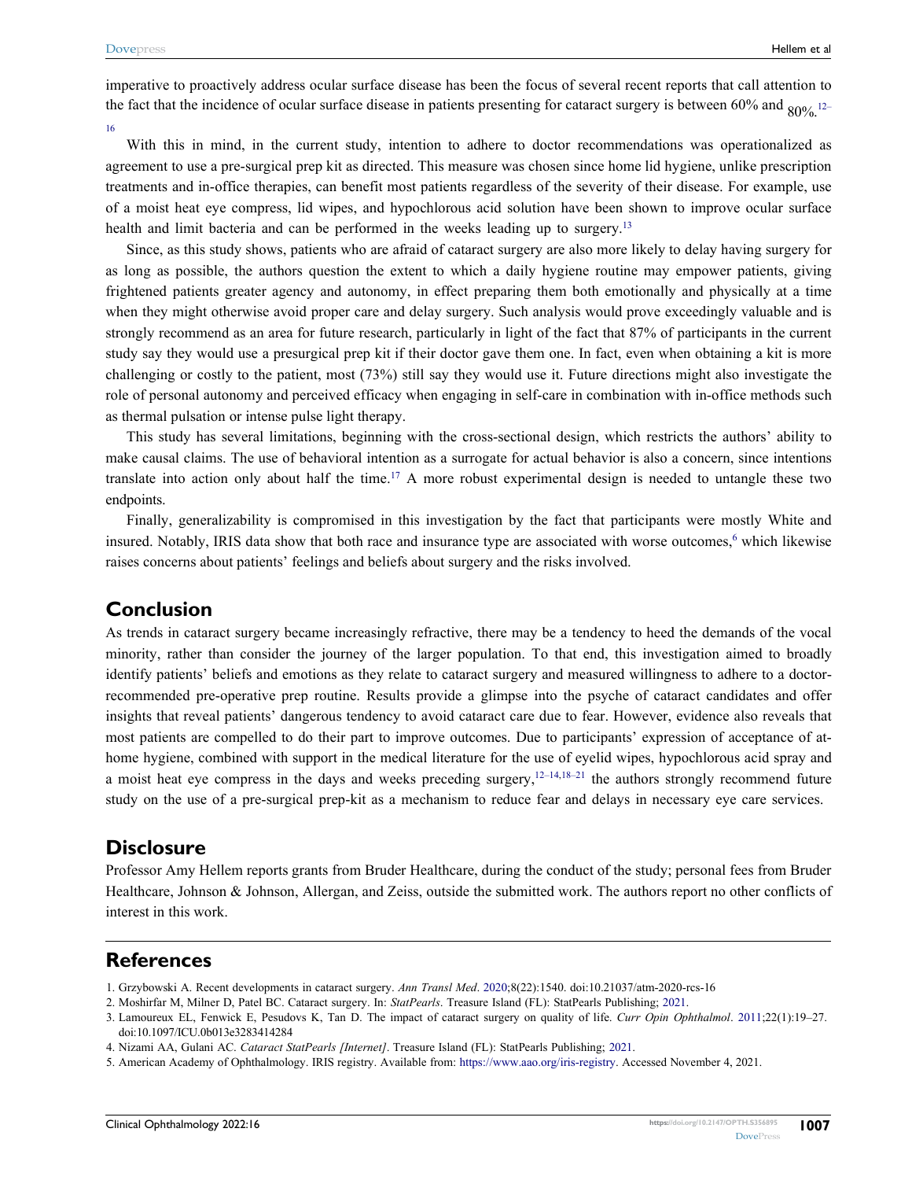imperative to proactively address ocular surface disease has been the focus of several recent reports that call attention to the fact that the incidence of ocular surface disease in patients presenting for cataract surgery is between 60% and 80%.[12–16]

With this in mind, in the current study, intention to adhere to doctor recommendations was operationalized as agreement to use a pre-surgical prep kit as directed. This measure was chosen since home lid hygiene, unlike prescription treatments and in-office therapies, can benefit most patients regardless of the severity of their disease. For example, use of a moist heat eye compress, lid wipes, and hypochlorous acid solution have been shown to improve ocular surface health and limit bacteria and can be performed in the weeks leading up to surgery.[13]

Since, as this study shows, patients who are afraid of cataract surgery are also more likely to delay having surgery for as long as possible, the authors question the extent to which a daily hygiene routine may empower patients, giving frightened patients greater agency and autonomy, in effect preparing them both emotionally and physically at a time when they might otherwise avoid proper care and delay surgery. Such analysis would prove exceedingly valuable and is strongly recommend as an area for future research, particularly in light of the fact that 87% of participants in the current study say they would use a presurgical prep kit if their doctor gave them one. In fact, even when obtaining a kit is more challenging or costly to the patient, most (73%) still say they would use it. Future directions might also investigate the role of personal autonomy and perceived efficacy when engaging in self-care in combination with in-office methods such as thermal pulsation or intense pulse light therapy.

This study has several limitations, beginning with the cross-sectional design, which restricts the authors' ability to make causal claims. The use of behavioral intention as a surrogate for actual behavior is also a concern, since intentions translate into action only about half the time.[17] A more robust experimental design is needed to untangle these two endpoints.

Finally, generalizability is compromised in this investigation by the fact that participants were mostly White and insured. Notably, IRIS data show that both race and insurance type are associated with worse outcomes,[6] which likewise raises concerns about patients' feelings and beliefs about surgery and the risks involved.

## Conclusion

As trends in cataract surgery became increasingly refractive, there may be a tendency to heed the demands of the vocal minority, rather than consider the journey of the larger population. To that end, this investigation aimed to broadly identify patients' beliefs and emotions as they relate to cataract surgery and measured willingness to adhere to a doctor-recommended pre-operative prep routine. Results provide a glimpse into the psyche of cataract candidates and offer insights that reveal patients' dangerous tendency to avoid cataract care due to fear. However, evidence also reveals that most patients are compelled to do their part to improve outcomes. Due to participants' expression of acceptance of at-home hygiene, combined with support in the medical literature for the use of eyelid wipes, hypochlorous acid spray and a moist heat eye compress in the days and weeks preceding surgery,[12–14,18–21] the authors strongly recommend future study on the use of a pre-surgical prep-kit as a mechanism to reduce fear and delays in necessary eye care services.

## Disclosure

Professor Amy Hellem reports grants from Bruder Healthcare, during the conduct of the study; personal fees from Bruder Healthcare, Johnson & Johnson, Allergan, and Zeiss, outside the submitted work. The authors report no other conflicts of interest in this work.

## References

1. Grzybowski A. Recent developments in cataract surgery. *Ann Transl Med*. 2020;8(22):1540. doi:10.21037/atm-2020-rcs-16
2. Moshirfar M, Milner D, Patel BC. Cataract surgery. In: *StatPearls*. Treasure Island (FL): StatPearls Publishing; 2021.
3. Lamoureux EL, Fenwick E, Pesudovs K, Tan D. The impact of cataract surgery on quality of life. *Curr Opin Ophthalmol*. 2011;22(1):19–27. doi:10.1097/ICU.0b013e3283414284
4. Nizami AA, Gulani AC. *Cataract StatPearls [Internet]*. Treasure Island (FL): StatPearls Publishing; 2021.
5. American Academy of Ophthalmology. IRIS registry. Available from: https://www.aao.org/iris-registry. Accessed November 4, 2021.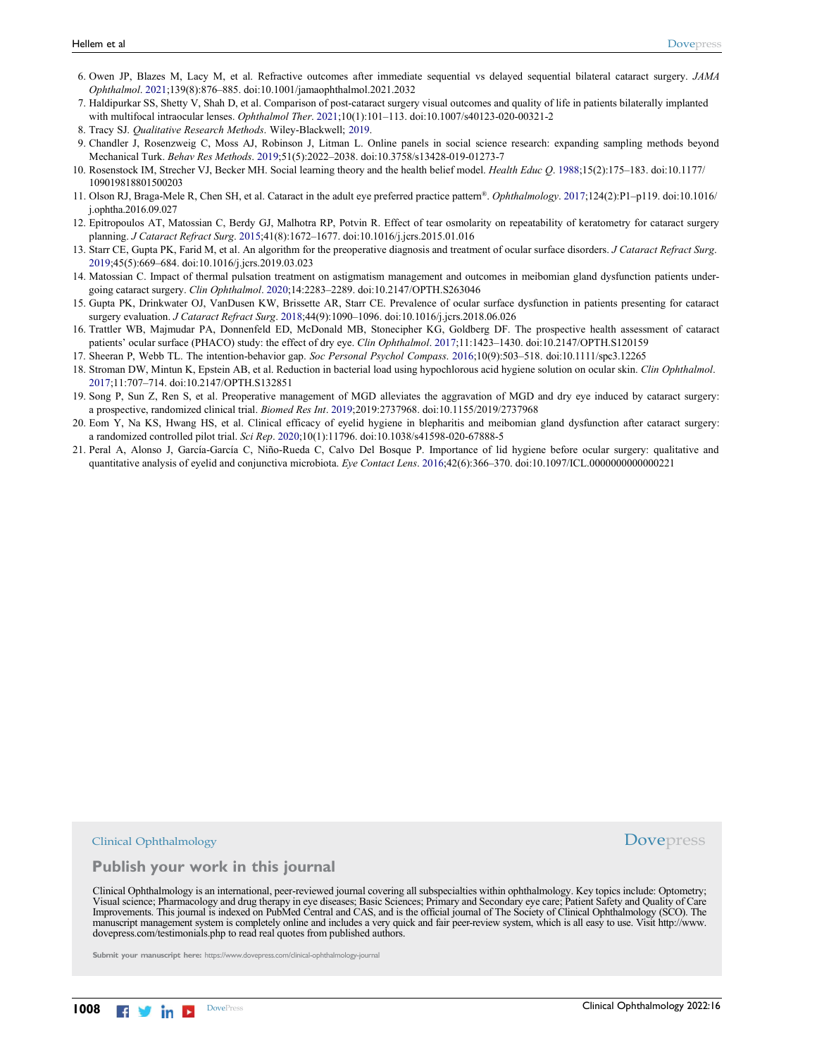6. Owen JP, Blazes M, Lacy M, et al. Refractive outcomes after immediate sequential vs delayed sequential bilateral cataract surgery. *JAMA Ophthalmol*. 2021;139(8):876–885. doi:10.1001/jamaophthalmol.2021.2032
7. Haldipurkar SS, Shetty V, Shah D, et al. Comparison of post-cataract surgery visual outcomes and quality of life in patients bilaterally implanted with multifocal intraocular lenses. *Ophthalmol Ther*. 2021;10(1):101–113. doi:10.1007/s40123-020-00321-2
8. Tracy SJ. *Qualitative Research Methods*. Wiley-Blackwell; 2019.
9. Chandler J, Rosenzweig C, Moss AJ, Robinson J, Litman L. Online panels in social science research: expanding sampling methods beyond Mechanical Turk. *Behav Res Methods*. 2019;51(5):2022–2038. doi:10.3758/s13428-019-01273-7
10. Rosenstock IM, Strecher VJ, Becker MH. Social learning theory and the health belief model. *Health Educ Q*. 1988;15(2):175–183. doi:10.1177/109019818801500203
11. Olson RJ, Braga-Mele R, Chen SH, et al. Cataract in the adult eye preferred practice pattern®. *Ophthalmology*. 2017;124(2):P1–p119. doi:10.1016/j.ophtha.2016.09.027
12. Epitropoulos AT, Matossian C, Berdy GJ, Malhotra RP, Potvin R. Effect of tear osmolarity on repeatability of keratometry for cataract surgery planning. *J Cataract Refract Surg*. 2015;41(8):1672–1677. doi:10.1016/j.jcrs.2015.01.016
13. Starr CE, Gupta PK, Farid M, et al. An algorithm for the preoperative diagnosis and treatment of ocular surface disorders. *J Cataract Refract Surg*. 2019;45(5):669–684. doi:10.1016/j.jcrs.2019.03.023
14. Matossian C. Impact of thermal pulsation treatment on astigmatism management and outcomes in meibomian gland dysfunction patients undergoing cataract surgery. *Clin Ophthalmol*. 2020;14:2283–2289. doi:10.2147/OPTH.S263046
15. Gupta PK, Drinkwater OJ, VanDusen KW, Brissette AR, Starr CE. Prevalence of ocular surface dysfunction in patients presenting for cataract surgery evaluation. *J Cataract Refract Surg*. 2018;44(9):1090–1096. doi:10.1016/j.jcrs.2018.06.026
16. Trattler WB, Majmudar PA, Donnenfeld ED, McDonald MB, Stonecipher KG, Goldberg DF. The prospective health assessment of cataract patients' ocular surface (PHACO) study: the effect of dry eye. *Clin Ophthalmol*. 2017;11:1423–1430. doi:10.2147/OPTH.S120159
17. Sheeran P, Webb TL. The intention-behavior gap. *Soc Personal Psychol Compass*. 2016;10(9):503–518. doi:10.1111/spc3.12265
18. Stroman DW, Mintun K, Epstein AB, et al. Reduction in bacterial load using hypochlorous acid hygiene solution on ocular skin. *Clin Ophthalmol*. 2017;11:707–714. doi:10.2147/OPTH.S132851
19. Song P, Sun Z, Ren S, et al. Preoperative management of MGD alleviates the aggravation of MGD and dry eye induced by cataract surgery: a prospective, randomized clinical trial. *Biomed Res Int*. 2019;2019:2737968. doi:10.1155/2019/2737968
20. Eom Y, Na KS, Hwang HS, et al. Clinical efficacy of eyelid hygiene in blepharitis and meibomian gland dysfunction after cataract surgery: a randomized controlled pilot trial. *Sci Rep*. 2020;10(1):11796. doi:10.1038/s41598-020-67888-5
21. Peral A, Alonso J, García-García C, Niño-Rueda C, Calvo Del Bosque P. Importance of lid hygiene before ocular surgery: qualitative and quantitative analysis of eyelid and conjunctiva microbiota. *Eye Contact Lens*. 2016;42(6):366–370. doi:10.1097/ICL.0000000000000221

Clinical Ophthalmology

Dovepress

**Publish your work in this journal**

Clinical Ophthalmology is an international, peer-reviewed journal covering all subspecialties within ophthalmology. Key topics include: Optometry; Visual science; Pharmacology and drug therapy in eye diseases; Basic Sciences; Primary and Secondary eye care; Patient Safety and Quality of Care Improvements. This journal is indexed on PubMed Central and CAS, and is the official journal of The Society of Clinical Ophthalmology (SCO). The manuscript management system is completely online and includes a very quick and fair peer-review system, which is all easy to use. Visit http://www.dovepress.com/testimonials.php to read real quotes from published authors.

**Submit your manuscript here:** https://www.dovepress.com/clinical-ophthalmology-journal